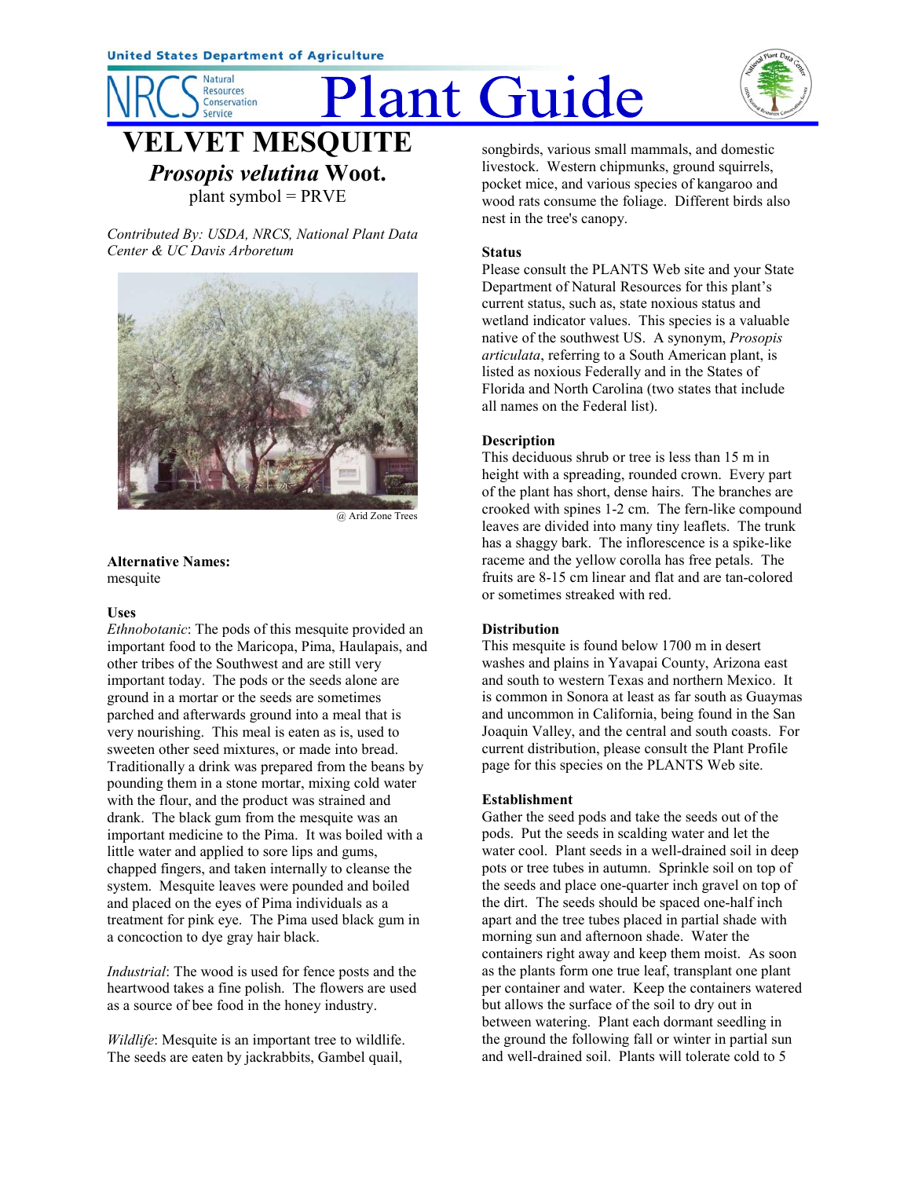United States Department of Agriculture

NRCS Natural Resources Conservation Service

# Plant Guide

## VELVET MESQUITE

### *Prosopis velutina* Woot.

plant symbol = PRVE

*Contributed By: USDA, NRCS, National Plant Data Center & UC Davis Arboretum*

@ Arid Zone Trees

**Alternative Names:**
mesquite

**Uses**

*Ethnobotanic*: The pods of this mesquite provided an important food to the Maricopa, Pima, Haulapais, and other tribes of the Southwest and are still very important today. The pods or the seeds alone are ground in a mortar or the seeds are sometimes parched and afterwards ground into a meal that is very nourishing. This meal is eaten as is, used to sweeten other seed mixtures, or made into bread. Traditionally a drink was prepared from the beans by pounding them in a stone mortar, mixing cold water with the flour, and the product was strained and drank. The black gum from the mesquite was an important medicine to the Pima. It was boiled with a little water and applied to sore lips and gums, chapped fingers, and taken internally to cleanse the system. Mesquite leaves were pounded and boiled and placed on the eyes of Pima individuals as a treatment for pink eye. The Pima used black gum in a concoction to dye gray hair black.

*Industrial*: The wood is used for fence posts and the heartwood takes a fine polish. The flowers are used as a source of bee food in the honey industry.

*Wildlife*: Mesquite is an important tree to wildlife. The seeds are eaten by jackrabbits, Gambel quail, songbirds, various small mammals, and domestic livestock. Western chipmunks, ground squirrels, pocket mice, and various species of kangaroo and wood rats consume the foliage. Different birds also nest in the tree's canopy.

**Status**

Please consult the PLANTS Web site and your State Department of Natural Resources for this plant's current status, such as, state noxious status and wetland indicator values. This species is a valuable native of the southwest US. A synonym, *Prosopis articulata*, referring to a South American plant, is listed as noxious Federally and in the States of Florida and North Carolina (two states that include all names on the Federal list).

**Description**

This deciduous shrub or tree is less than 15 m in height with a spreading, rounded crown. Every part of the plant has short, dense hairs. The branches are crooked with spines 1-2 cm. The fern-like compound leaves are divided into many tiny leaflets. The trunk has a shaggy bark. The inflorescence is a spike-like raceme and the yellow corolla has free petals. The fruits are 8-15 cm linear and flat and are tan-colored or sometimes streaked with red.

**Distribution**

This mesquite is found below 1700 m in desert washes and plains in Yavapai County, Arizona east and south to western Texas and northern Mexico. It is common in Sonora at least as far south as Guaymas and uncommon in California, being found in the San Joaquin Valley, and the central and south coasts. For current distribution, please consult the Plant Profile page for this species on the PLANTS Web site.

**Establishment**

Gather the seed pods and take the seeds out of the pods. Put the seeds in scalding water and let the water cool. Plant seeds in a well-drained soil in deep pots or tree tubes in autumn. Sprinkle soil on top of the seeds and place one-quarter inch gravel on top of the dirt. The seeds should be spaced one-half inch apart and the tree tubes placed in partial shade with morning sun and afternoon shade. Water the containers right away and keep them moist. As soon as the plants form one true leaf, transplant one plant per container and water. Keep the containers watered but allows the surface of the soil to dry out in between watering. Plant each dormant seedling in the ground the following fall or winter in partial sun and well-drained soil. Plants will tolerate cold to 5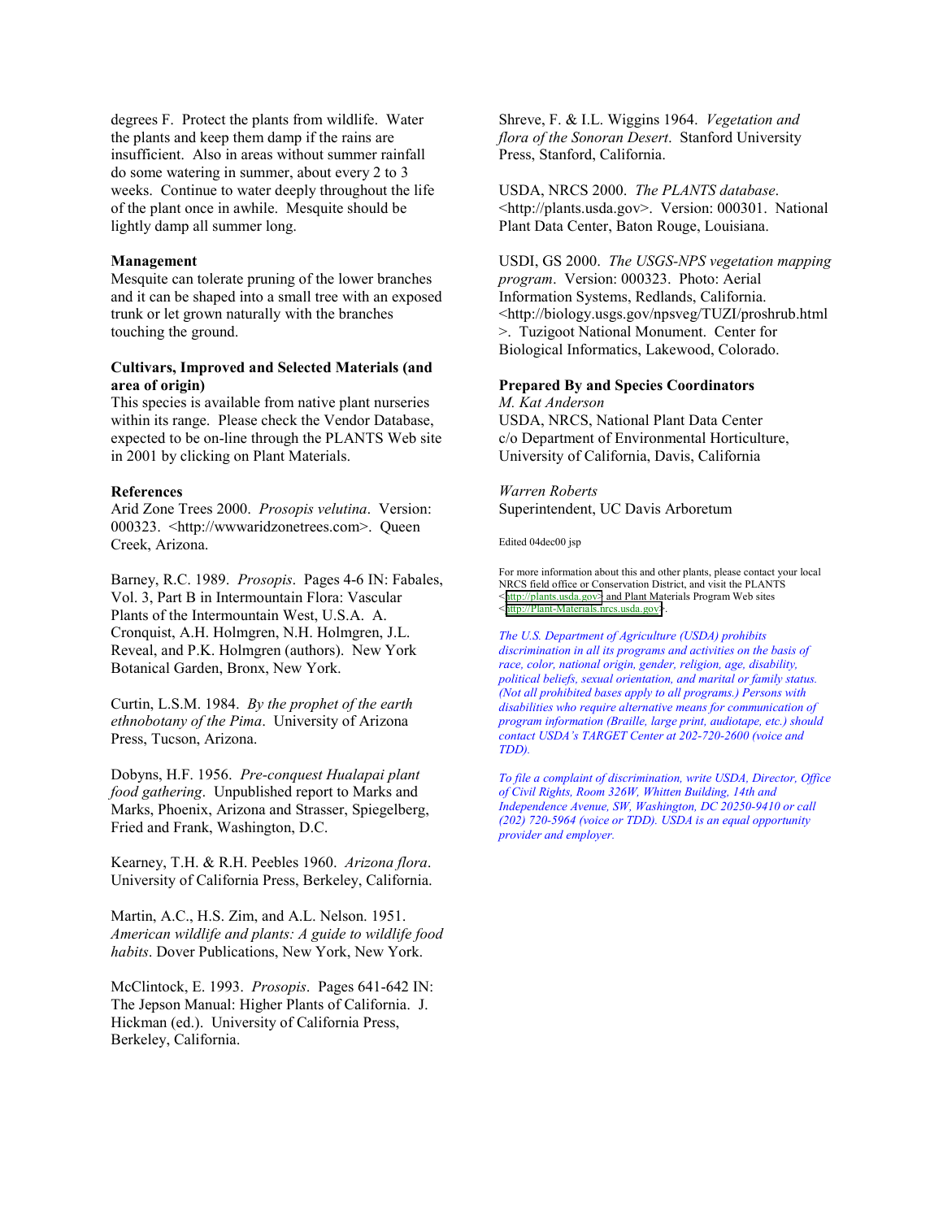degrees F. Protect the plants from wildlife. Water the plants and keep them damp if the rains are insufficient. Also in areas without summer rainfall do some watering in summer, about every 2 to 3 weeks. Continue to water deeply throughout the life of the plant once in awhile. Mesquite should be lightly damp all summer long.

### Management

Mesquite can tolerate pruning of the lower branches and it can be shaped into a small tree with an exposed trunk or let grown naturally with the branches touching the ground.

### Cultivars, Improved and Selected Materials (and area of origin)

This species is available from native plant nurseries within its range. Please check the Vendor Database, expected to be on-line through the PLANTS Web site in 2001 by clicking on Plant Materials.

### References

Arid Zone Trees 2000. *Prosopis velutina*. Version: 000323. <http://wwwaridzonetrees.com>. Queen Creek, Arizona.

Barney, R.C. 1989. *Prosopis*. Pages 4-6 IN: Fabales, Vol. 3, Part B in Intermountain Flora: Vascular Plants of the Intermountain West, U.S.A. A. Cronquist, A.H. Holmgren, N.H. Holmgren, J.L. Reveal, and P.K. Holmgren (authors). New York Botanical Garden, Bronx, New York.

Curtin, L.S.M. 1984. *By the prophet of the earth ethnobotany of the Pima*. University of Arizona Press, Tucson, Arizona.

Dobyns, H.F. 1956. *Pre-conquest Hualapai plant food gathering*. Unpublished report to Marks and Marks, Phoenix, Arizona and Strasser, Spiegelberg, Fried and Frank, Washington, D.C.

Kearney, T.H. & R.H. Peebles 1960. *Arizona flora*. University of California Press, Berkeley, California.

Martin, A.C., H.S. Zim, and A.L. Nelson. 1951. *American wildlife and plants: A guide to wildlife food habits*. Dover Publications, New York, New York.

McClintock, E. 1993. *Prosopis*. Pages 641-642 IN: The Jepson Manual: Higher Plants of California. J. Hickman (ed.). University of California Press, Berkeley, California.

Shreve, F. & I.L. Wiggins 1964. *Vegetation and flora of the Sonoran Desert*. Stanford University Press, Stanford, California.

USDA, NRCS 2000. *The PLANTS database*. <http://plants.usda.gov>. Version: 000301. National Plant Data Center, Baton Rouge, Louisiana.

USDI, GS 2000. *The USGS-NPS vegetation mapping program*. Version: 000323. Photo: Aerial Information Systems, Redlands, California. <http://biology.usgs.gov/npsveg/TUZI/proshrub.html>. Tuzigoot National Monument. Center for Biological Informatics, Lakewood, Colorado.

### Prepared By and Species Coordinators

*M. Kat Anderson*
USDA, NRCS, National Plant Data Center
c/o Department of Environmental Horticulture, University of California, Davis, California

*Warren Roberts*
Superintendent, UC Davis Arboretum

Edited 04dec00 jsp

For more information about this and other plants, please contact your local NRCS field office or Conservation District, and visit the PLANTS <http://plants.usda.gov> and Plant Materials Program Web sites <http://Plant-Materials.nrcs.usda.gov>.

*The U.S. Department of Agriculture (USDA) prohibits discrimination in all its programs and activities on the basis of race, color, national origin, gender, religion, age, disability, political beliefs, sexual orientation, and marital or family status. (Not all prohibited bases apply to all programs.) Persons with disabilities who require alternative means for communication of program information (Braille, large print, audiotape, etc.) should contact USDA's TARGET Center at 202-720-2600 (voice and TDD).*

*To file a complaint of discrimination, write USDA, Director, Office of Civil Rights, Room 326W, Whitten Building, 14th and Independence Avenue, SW, Washington, DC 20250-9410 or call (202) 720-5964 (voice or TDD). USDA is an equal opportunity provider and employer.*